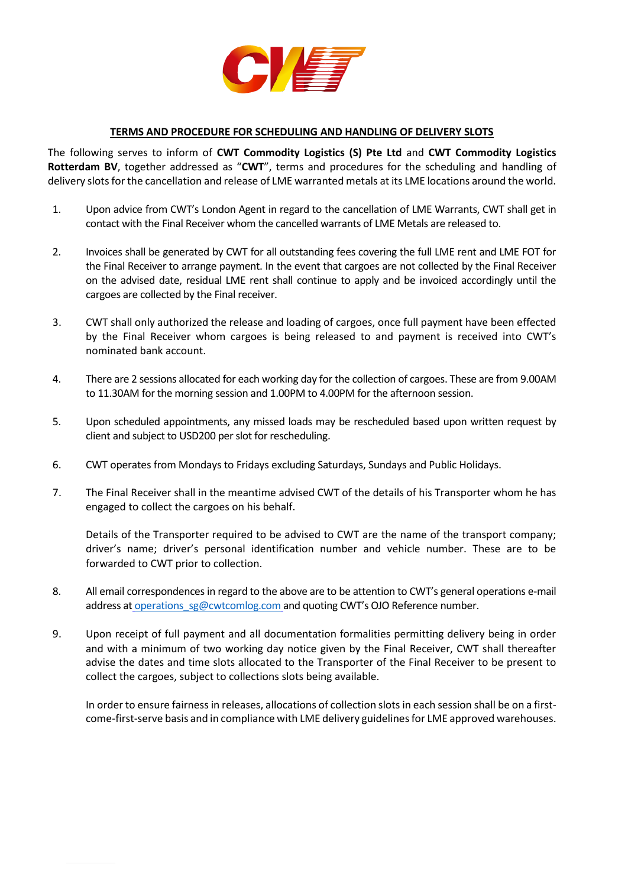## TERMS AND PROCEDURE FOR SCHEDULING AND HANDLING OF DELIVERY SLOTS

The following serves to inform of **CWT Commodity Logistics (S) Pte Ltd** and **CWT Commodity Logistics Rotterdam BV**, together addressed as "**CWT**", terms and procedures for the scheduling and handling of delivery slots for the cancellation and release of LME warranted metals at its LME locations around the world.

1. Upon advice from CWT's London Agent in regard to the cancellation of LME Warrants, CWT shall get in contact with the Final Receiver whom the cancelled warrants of LME Metals are released to.

2. Invoices shall be generated by CWT for all outstanding fees covering the full LME rent and LME FOT for the Final Receiver to arrange payment. In the event that cargoes are not collected by the Final Receiver on the advised date, residual LME rent shall continue to apply and be invoiced accordingly until the cargoes are collected by the Final receiver.

3. CWT shall only authorized the release and loading of cargoes, once full payment have been effected by the Final Receiver whom cargoes is being released to and payment is received into CWT's nominated bank account.

4. There are 2 sessions allocated for each working day for the collection of cargoes. These are from 9.00AM to 11.30AM for the morning session and 1.00PM to 4.00PM for the afternoon session.

5. Upon scheduled appointments, any missed loads may be rescheduled based upon written request by client and subject to USD200 per slot for rescheduling.

6. CWT operates from Mondays to Fridays excluding Saturdays, Sundays and Public Holidays.

7. The Final Receiver shall in the meantime advised CWT of the details of his Transporter whom he has engaged to collect the cargoes on his behalf.

   Details of the Transporter required to be advised to CWT are the name of the transport company; driver's name; driver's personal identification number and vehicle number. These are to be forwarded to CWT prior to collection.

8. All email correspondences in regard to the above are to be attention to CWT's general operations e-mail address at operations_sg@cwtcomlog.com and quoting CWT's OJO Reference number.

9. Upon receipt of full payment and all documentation formalities permitting delivery being in order and with a minimum of two working day notice given by the Final Receiver, CWT shall thereafter advise the dates and time slots allocated to the Transporter of the Final Receiver to be present to collect the cargoes, subject to collections slots being available.

   In order to ensure fairness in releases, allocations of collection slots in each session shall be on a first-come-first-serve basis and in compliance with LME delivery guidelines for LME approved warehouses.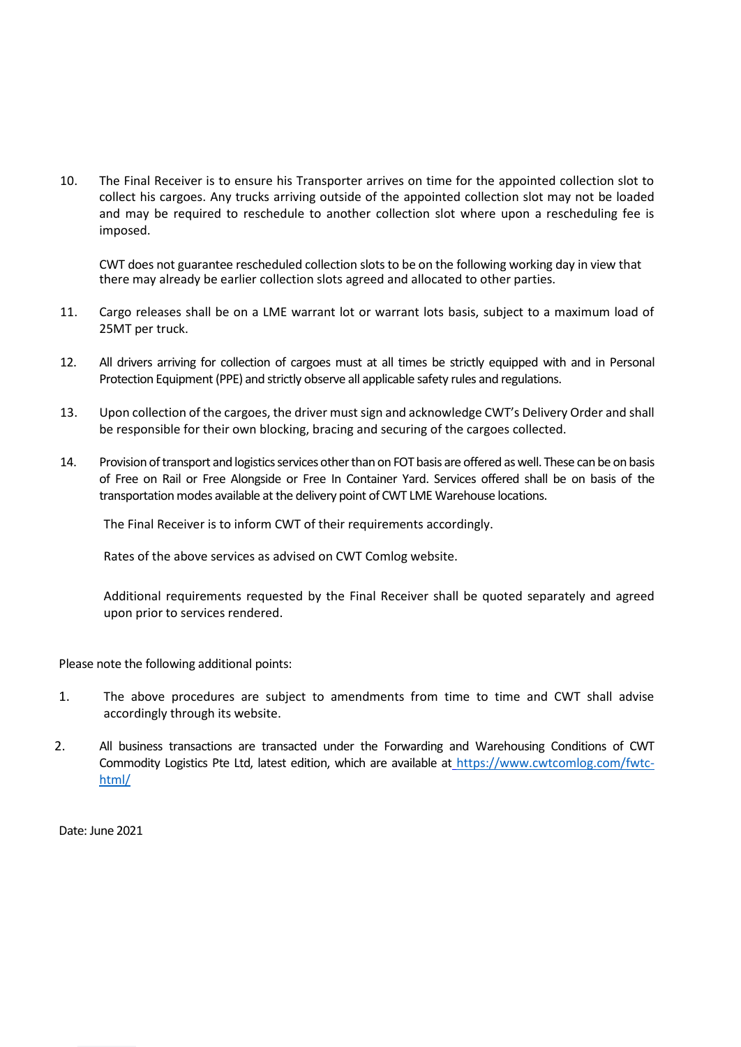10. The Final Receiver is to ensure his Transporter arrives on time for the appointed collection slot to collect his cargoes. Any trucks arriving outside of the appointed collection slot may not be loaded and may be required to reschedule to another collection slot where upon a rescheduling fee is imposed.

    CWT does not guarantee rescheduled collection slots to be on the following working day in view that there may already be earlier collection slots agreed and allocated to other parties.

11. Cargo releases shall be on a LME warrant lot or warrant lots basis, subject to a maximum load of 25MT per truck.

12. All drivers arriving for collection of cargoes must at all times be strictly equipped with and in Personal Protection Equipment (PPE) and strictly observe all applicable safety rules and regulations.

13. Upon collection of the cargoes, the driver must sign and acknowledge CWT's Delivery Order and shall be responsible for their own blocking, bracing and securing of the cargoes collected.

14. Provision of transport and logistics services other than on FOT basis are offered as well. These can be on basis of Free on Rail or Free Alongside or Free In Container Yard. Services offered shall be on basis of the transportation modes available at the delivery point of CWT LME Warehouse locations.

    The Final Receiver is to inform CWT of their requirements accordingly.

    Rates of the above services as advised on CWT Comlog website.

    Additional requirements requested by the Final Receiver shall be quoted separately and agreed upon prior to services rendered.

Please note the following additional points:

1. The above procedures are subject to amendments from time to time and CWT shall advise accordingly through its website.

2. All business transactions are transacted under the Forwarding and Warehousing Conditions of CWT Commodity Logistics Pte Ltd, latest edition, which are available at https://www.cwtcomlog.com/fwtc-html/

Date: June 2021